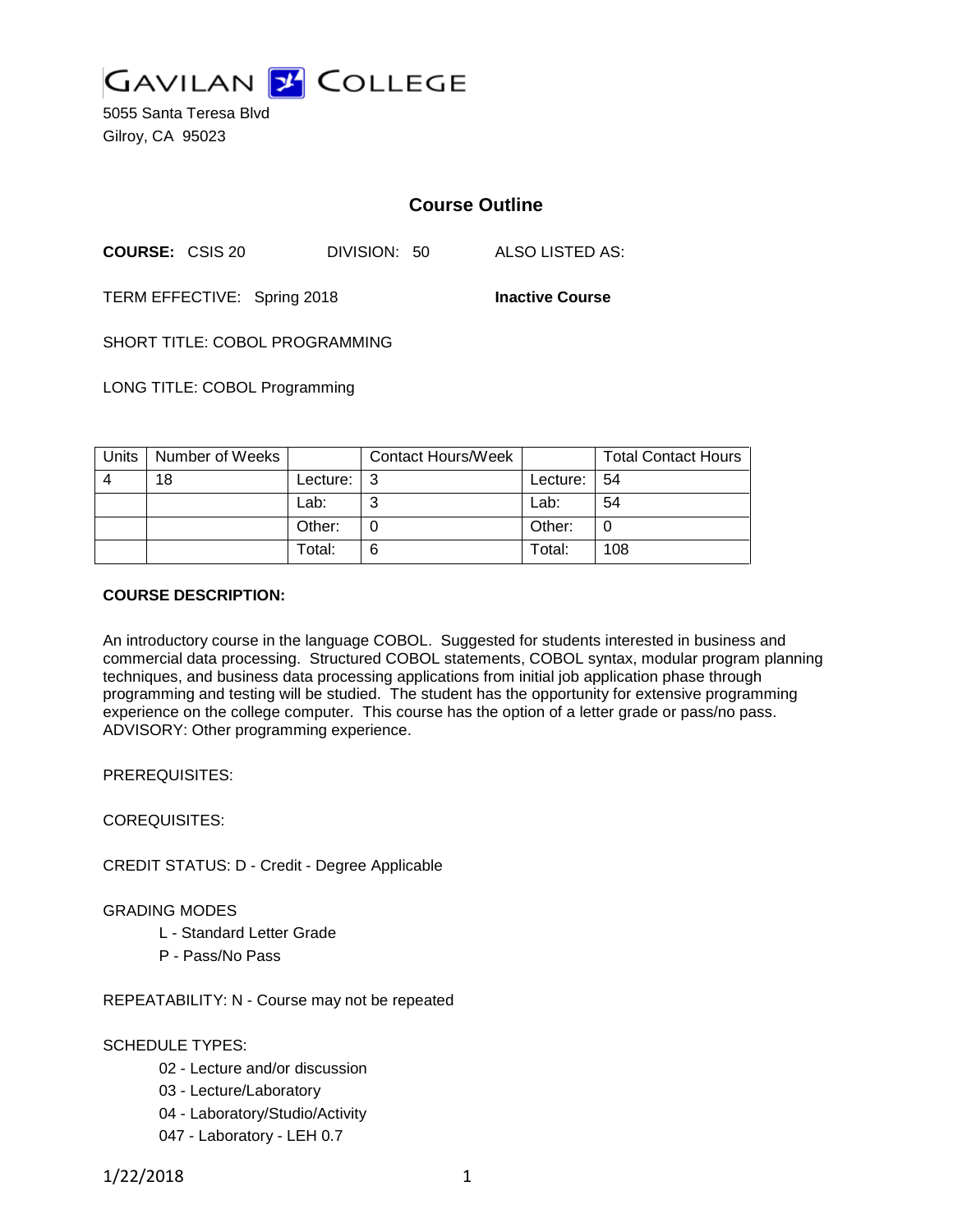# GAVILAN COLLEGE

5055 Santa Teresa Blvd
Gilroy, CA 95023

## Course Outline

**COURSE:** CSIS 20 DIVISION: 50 ALSO LISTED AS:

TERM EFFECTIVE: Spring 2018 **Inactive Course**

SHORT TITLE: COBOL PROGRAMMING

LONG TITLE: COBOL Programming

| Units | Number of Weeks | | Contact Hours/Week | | Total Contact Hours |
|---|---|---|---|---|---|
| 4 | 18 | Lecture: | 3 | Lecture: | 54 |
| | | Lab: | 3 | Lab: | 54 |
| | | Other: | 0 | Other: | 0 |
| | | Total: | 6 | Total: | 108 |

**COURSE DESCRIPTION:**

An introductory course in the language COBOL. Suggested for students interested in business and commercial data processing. Structured COBOL statements, COBOL syntax, modular program planning techniques, and business data processing applications from initial job application phase through programming and testing will be studied. The student has the opportunity for extensive programming experience on the college computer. This course has the option of a letter grade or pass/no pass. ADVISORY: Other programming experience.

PREREQUISITES:

COREQUISITES:

CREDIT STATUS: D - Credit - Degree Applicable

GRADING MODES

- L - Standard Letter Grade
- P - Pass/No Pass

REPEATABILITY: N - Course may not be repeated

SCHEDULE TYPES:

- 02 - Lecture and/or discussion
- 03 - Lecture/Laboratory
- 04 - Laboratory/Studio/Activity
- 047 - Laboratory - LEH 0.7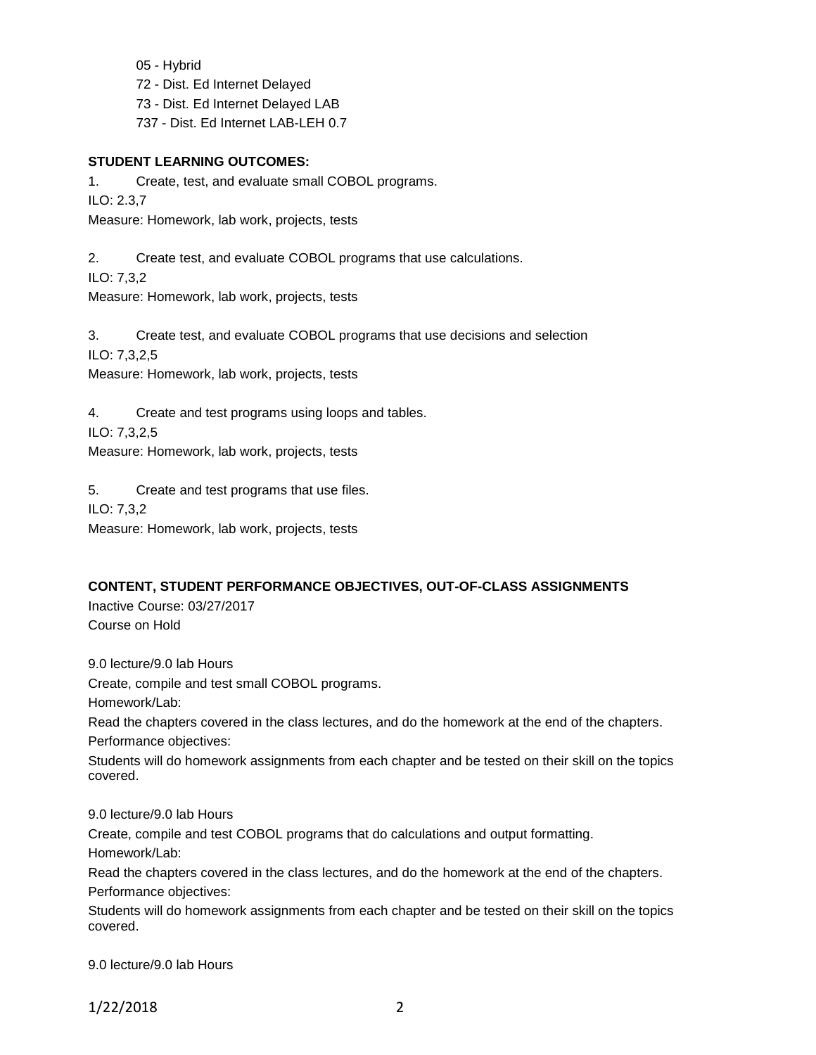05 - Hybrid

72 - Dist. Ed Internet Delayed

73 - Dist. Ed Internet Delayed LAB

737 - Dist. Ed Internet LAB-LEH 0.7

**STUDENT LEARNING OUTCOMES:**

1. Create, test, and evaluate small COBOL programs.

ILO: 2.3,7

Measure: Homework, lab work, projects, tests

2. Create test, and evaluate COBOL programs that use calculations.

ILO: 7,3,2

Measure: Homework, lab work, projects, tests

3. Create test, and evaluate COBOL programs that use decisions and selection

ILO: 7,3,2,5

Measure: Homework, lab work, projects, tests

4. Create and test programs using loops and tables.

ILO: 7,3,2,5

Measure: Homework, lab work, projects, tests

5. Create and test programs that use files.

ILO: 7,3,2

Measure: Homework, lab work, projects, tests

**CONTENT, STUDENT PERFORMANCE OBJECTIVES, OUT-OF-CLASS ASSIGNMENTS**

Inactive Course: 03/27/2017

Course on Hold

9.0 lecture/9.0 lab Hours

Create, compile and test small COBOL programs.

Homework/Lab:

Read the chapters covered in the class lectures, and do the homework at the end of the chapters.

Performance objectives:

Students will do homework assignments from each chapter and be tested on their skill on the topics covered.

9.0 lecture/9.0 lab Hours

Create, compile and test COBOL programs that do calculations and output formatting.

Homework/Lab:

Read the chapters covered in the class lectures, and do the homework at the end of the chapters.

Performance objectives:

Students will do homework assignments from each chapter and be tested on their skill on the topics covered.

9.0 lecture/9.0 lab Hours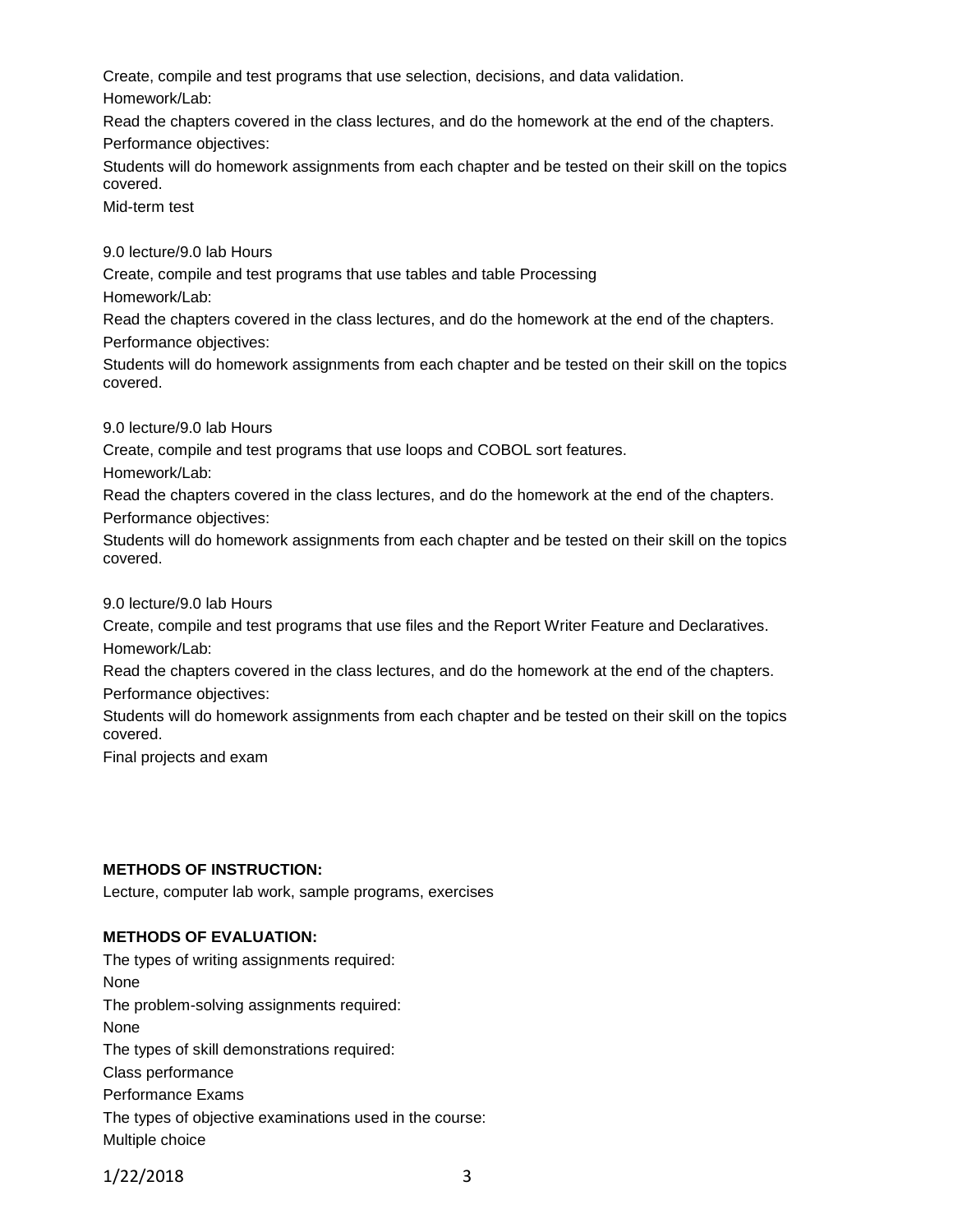Create, compile and test programs that use selection, decisions, and data validation.

Homework/Lab:

Read the chapters covered in the class lectures, and do the homework at the end of the chapters.

Performance objectives:

Students will do homework assignments from each chapter and be tested on their skill on the topics covered.

Mid-term test

9.0 lecture/9.0 lab Hours

Create, compile and test programs that use tables and table Processing

Homework/Lab:

Read the chapters covered in the class lectures, and do the homework at the end of the chapters.

Performance objectives:

Students will do homework assignments from each chapter and be tested on their skill on the topics covered.

9.0 lecture/9.0 lab Hours

Create, compile and test programs that use loops and COBOL sort features.

Homework/Lab:

Read the chapters covered in the class lectures, and do the homework at the end of the chapters.

Performance objectives:

Students will do homework assignments from each chapter and be tested on their skill on the topics covered.

9.0 lecture/9.0 lab Hours

Create, compile and test programs that use files and the Report Writer Feature and Declaratives.

Homework/Lab:

Read the chapters covered in the class lectures, and do the homework at the end of the chapters.

Performance objectives:

Students will do homework assignments from each chapter and be tested on their skill on the topics covered.

Final projects and exam

**METHODS OF INSTRUCTION:**

Lecture, computer lab work, sample programs, exercises

**METHODS OF EVALUATION:**

The types of writing assignments required:

None

The problem-solving assignments required:

None

The types of skill demonstrations required:

Class performance

Performance Exams

The types of objective examinations used in the course:

Multiple choice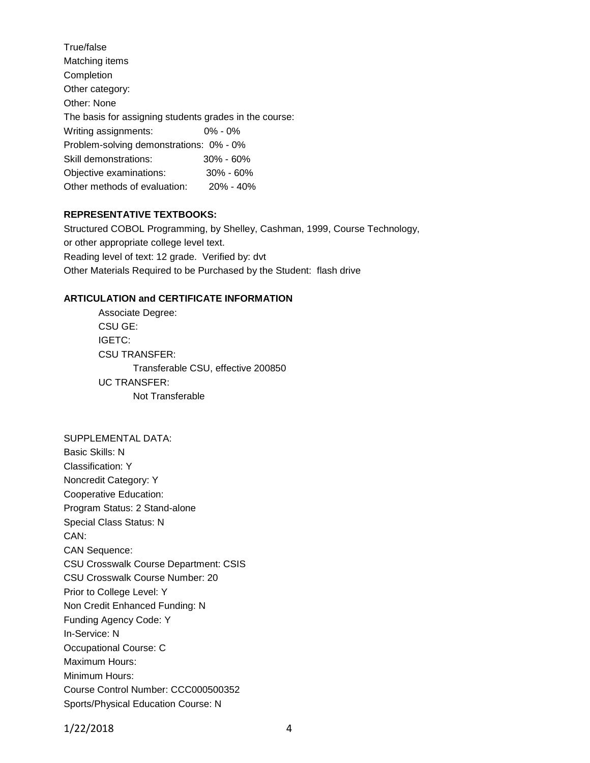True/false
Matching items
Completion
Other category:
Other: None

The basis for assigning students grades in the course:

| | |
|---|---|
| Writing assignments: | 0% - 0% |
| Problem-solving demonstrations: | 0% - 0% |
| Skill demonstrations: | 30% - 60% |
| Objective examinations: | 30% - 60% |
| Other methods of evaluation: | 20% - 40% |

**REPRESENTATIVE TEXTBOOKS:**

Structured COBOL Programming, by Shelley, Cashman, 1999, Course Technology, or other appropriate college level text.
Reading level of text: 12 grade. Verified by: dvt
Other Materials Required to be Purchased by the Student: flash drive

**ARTICULATION and CERTIFICATE INFORMATION**

Associate Degree:
CSU GE:
IGETC:
CSU TRANSFER:
Transferable CSU, effective 200850
UC TRANSFER:
Not Transferable

SUPPLEMENTAL DATA:
Basic Skills: N
Classification: Y
Noncredit Category: Y
Cooperative Education:
Program Status: 2 Stand-alone
Special Class Status: N
CAN:
CAN Sequence:
CSU Crosswalk Course Department: CSIS
CSU Crosswalk Course Number: 20
Prior to College Level: Y
Non Credit Enhanced Funding: N
Funding Agency Code: Y
In-Service: N
Occupational Course: C
Maximum Hours:
Minimum Hours:
Course Control Number: CCC000500352
Sports/Physical Education Course: N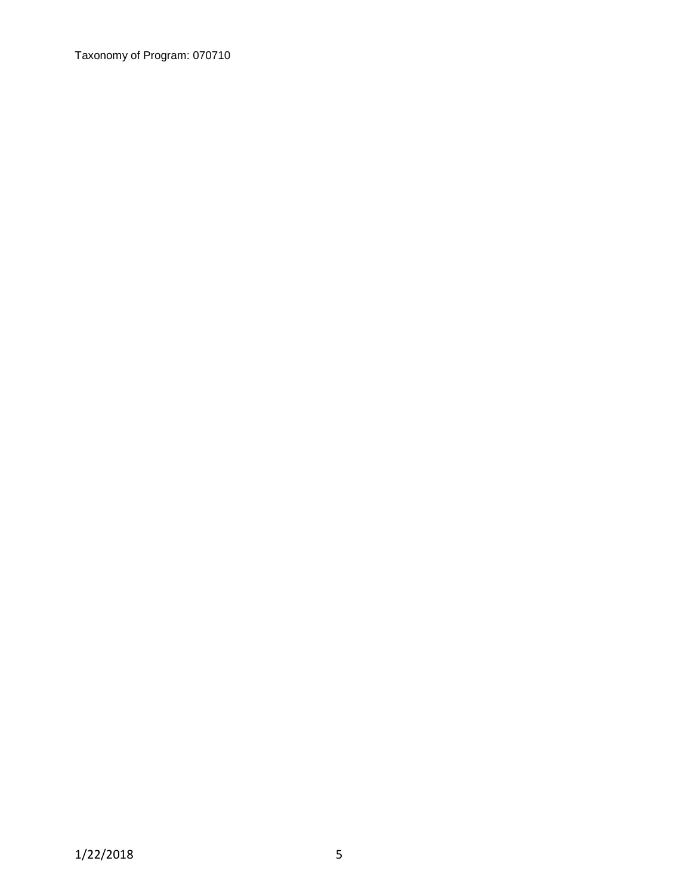Taxonomy of Program: 070710